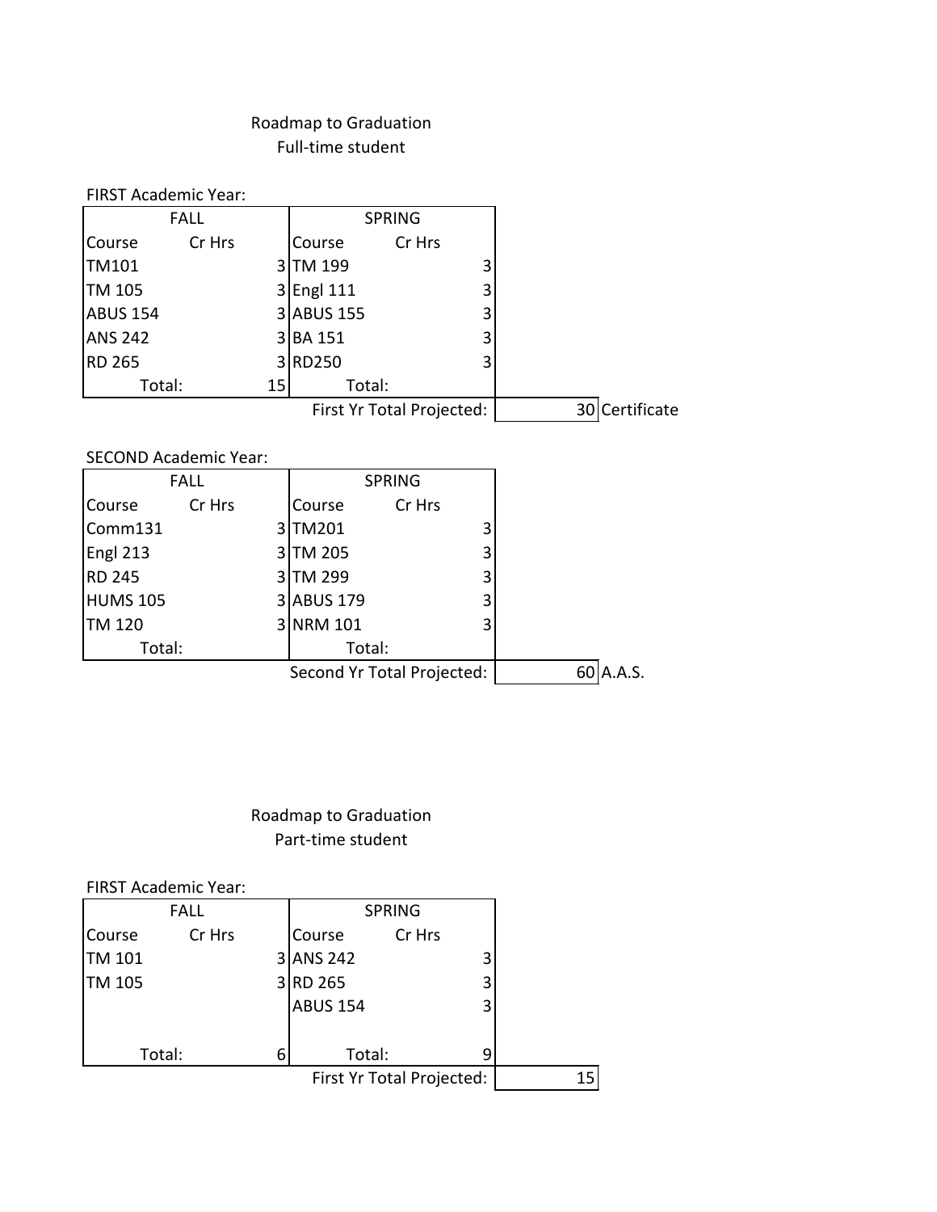# Roadmap to Graduation
## Full-time student

FIRST Academic Year:

| FALL | | SPRING | |
|---|---|---|---|
| Course | Cr Hrs | Course | Cr Hrs |
| TM101 | 3 | TM 199 | 3 |
| TM 105 | 3 | Engl 111 | 3 |
| ABUS 154 | 3 | ABUS 155 | 3 |
| ANS 242 | 3 | BA 151 | 3 |
| RD 265 | 3 | RD250 | 3 |
| Total: | 15 | Total: | |
| | | First Yr Total Projected: | 30 Certificate |

SECOND Academic Year:

| FALL | | SPRING | |
|---|---|---|---|
| Course | Cr Hrs | Course | Cr Hrs |
| Comm131 | 3 | TM201 | 3 |
| Engl 213 | 3 | TM 205 | 3 |
| RD 245 | 3 | TM 299 | 3 |
| HUMS 105 | 3 | ABUS 179 | 3 |
| TM 120 | 3 | NRM 101 | 3 |
| Total: | | Total: | |
| | | Second Yr Total Projected: | 60 A.A.S. |

# Roadmap to Graduation
## Part-time student

FIRST Academic Year:

| FALL | | SPRING | |
|---|---|---|---|
| Course | Cr Hrs | Course | Cr Hrs |
| TM 101 | 3 | ANS 242 | 3 |
| TM 105 | 3 | RD 265 | 3 |
| | | ABUS 154 | 3 |
| Total: | 6 | Total: | 9 |
| | | First Yr Total Projected: | 15 |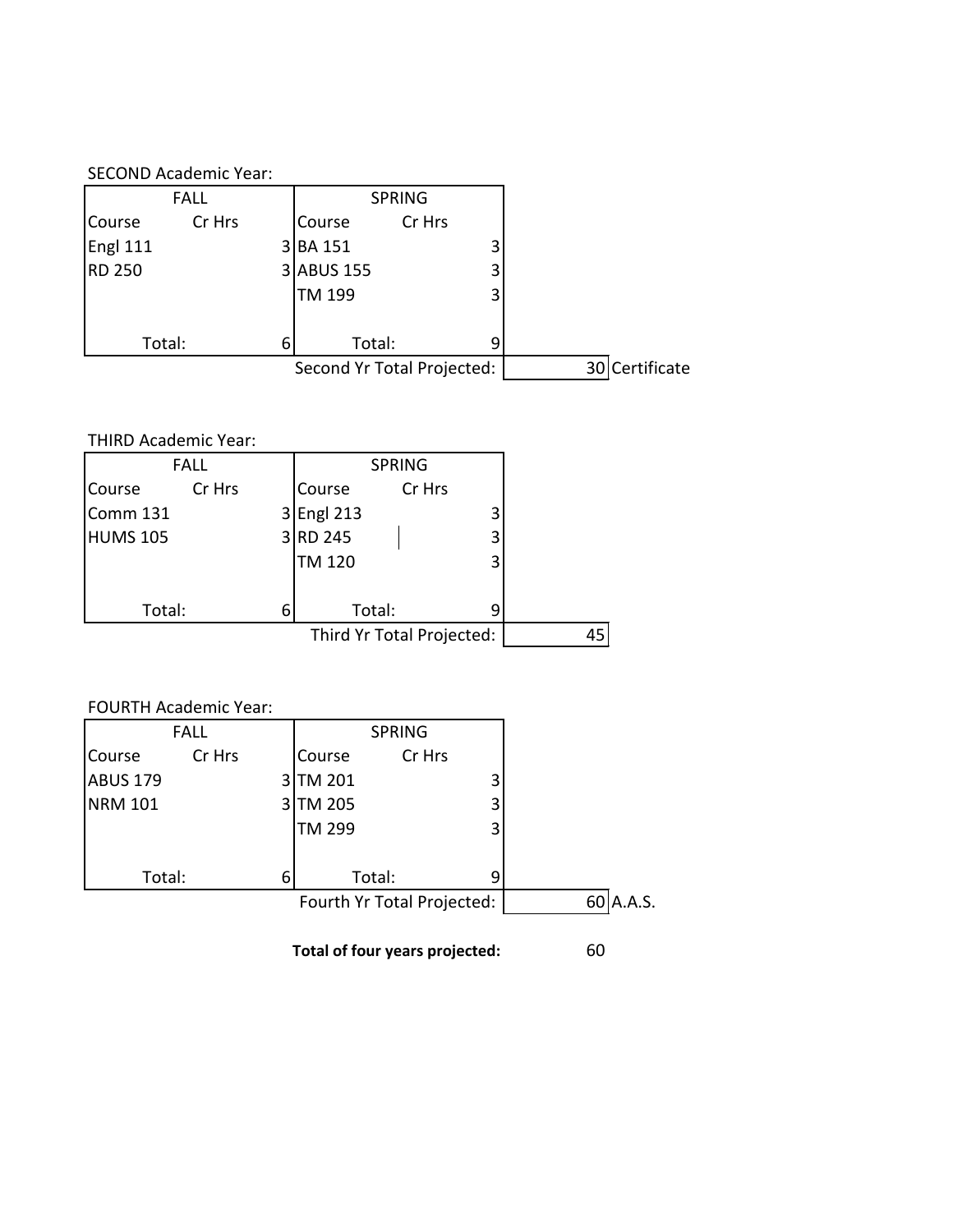SECOND Academic Year:

| FALL | | SPRING | | | |
|---|---|---|---|---|---|
| Course | Cr Hrs | Course | Cr Hrs | | |
| Engl 111 | 3 | BA 151 | 3 | | |
| RD 250 | 3 | ABUS 155 | 3 | | |
| | | TM 199 | 3 | | |
| Total: | 6 | Total: | 9 | | |
| | | Second Yr Total Projected: | | 30 | Certificate |

THIRD Academic Year:

| FALL | | SPRING | | |
|---|---|---|---|---|
| Course | Cr Hrs | Course | Cr Hrs | |
| Comm 131 | 3 | Engl 213 | 3 | |
| HUMS 105 | 3 | RD 245 | 3 | |
| | | TM 120 | 3 | |
| Total: | 6 | Total: | 9 | |
| | | Third Yr Total Projected: | | 45 |

FOURTH Academic Year:

| FALL | | SPRING | | | |
|---|---|---|---|---|---|
| Course | Cr Hrs | Course | Cr Hrs | | |
| ABUS 179 | 3 | TM 201 | 3 | | |
| NRM 101 | 3 | TM 205 | 3 | | |
| | | TM 299 | 3 | | |
| Total: | 6 | Total: | 9 | | |
| | | Fourth Yr Total Projected: | | 60 | A.A.S. |

**Total of four years projected:** 60